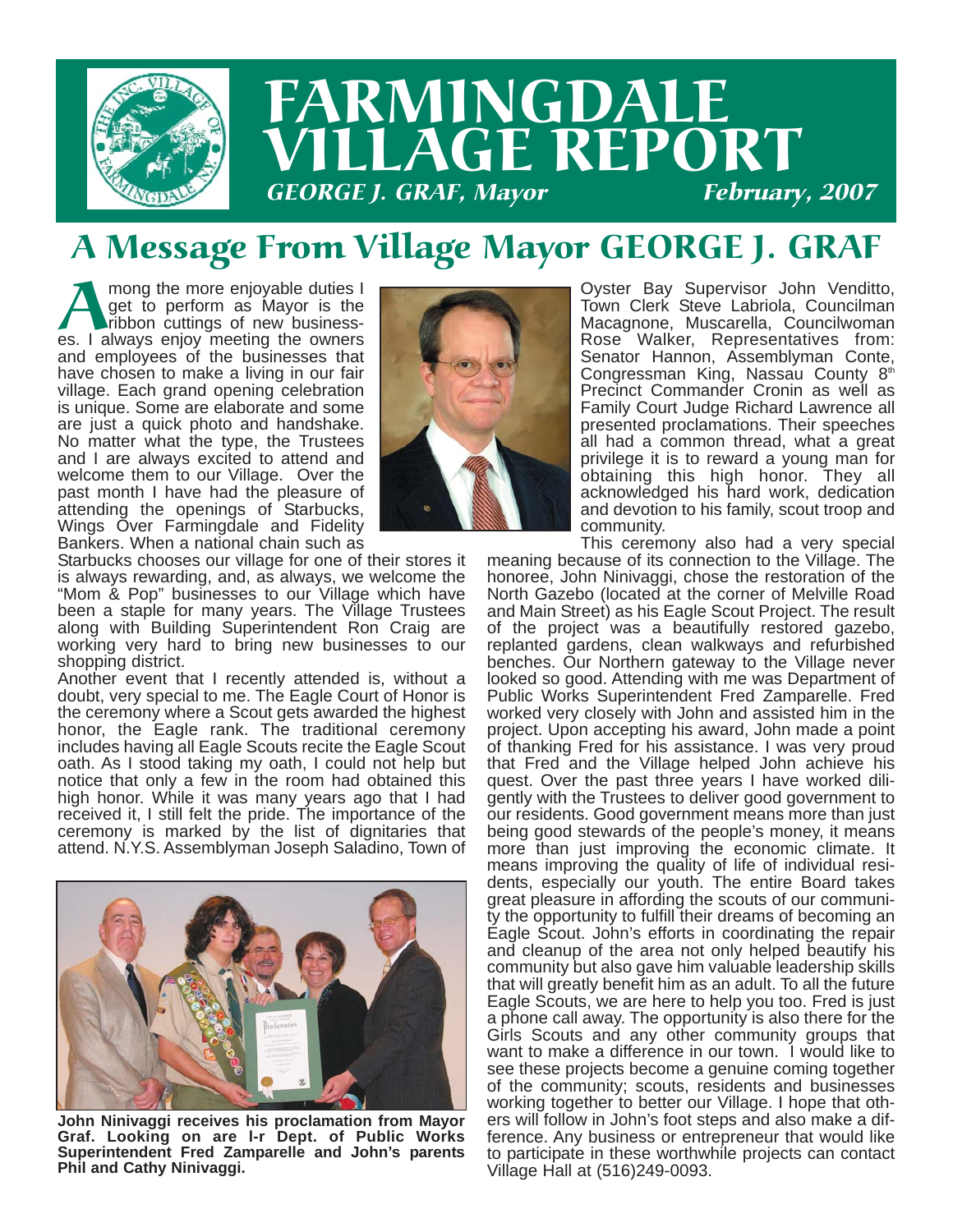# FARMINGDALE VILLAGE REPORT

*GEORGE J. GRAF, Mayor* *February, 2007*

## A Message From Village Mayor GEORGE J. GRAF

Among the more enjoyable duties I get to perform as Mayor is the ribbon cuttings of new businesses. I always enjoy meeting the owners and employees of the businesses that have chosen to make a living in our fair village. Each grand opening celebration is unique. Some are elaborate and some are just a quick photo and handshake. No matter what the type, the Trustees and I are always excited to attend and welcome them to our Village. Over the past month I have had the pleasure of attending the openings of Starbucks, Wings Over Farmingdale and Fidelity Bankers. When a national chain such as Starbucks chooses our village for one of their stores it is always rewarding, and, as always, we welcome the "Mom & Pop" businesses to our Village which have been a staple for many years. The Village Trustees along with Building Superintendent Ron Craig are working very hard to bring new businesses to our shopping district.

Another event that I recently attended is, without a doubt, very special to me. The Eagle Court of Honor is the ceremony where a Scout gets awarded the highest honor, the Eagle rank. The traditional ceremony includes having all Eagle Scouts recite the Eagle Scout oath. As I stood taking my oath, I could not help but notice that only a few in the room had obtained this high honor. While it was many years ago that I had received it, I still felt the pride. The importance of the ceremony is marked by the list of dignitaries that attend. N.Y.S. Assemblyman Joseph Saladino, Town of Oyster Bay Supervisor John Venditto, Town Clerk Steve Labriola, Councilman Macagnone, Muscarella, Councilwoman Rose Walker, Representatives from: Senator Hannon, Assemblyman Conte, Congressman King, Nassau County 8th Precinct Commander Cronin as well as Family Court Judge Richard Lawrence all presented proclamations. Their speeches all had a common thread, what a great privilege it is to reward a young man for obtaining this high honor. They all acknowledged his hard work, dedication and devotion to his family, scout troop and community.

**John Ninivaggi receives his proclamation from Mayor Graf. Looking on are l-r Dept. of Public Works Superintendent Fred Zamparelle and John's parents Phil and Cathy Ninivaggi.**

This ceremony also had a very special meaning because of its connection to the Village. The honoree, John Ninivaggi, chose the restoration of the North Gazebo (located at the corner of Melville Road and Main Street) as his Eagle Scout Project. The result of the project was a beautifully restored gazebo, replanted gardens, clean walkways and refurbished benches. Our Northern gateway to the Village never looked so good. Attending with me was Department of Public Works Superintendent Fred Zamparelle. Fred worked very closely with John and assisted him in the project. Upon accepting his award, John made a point of thanking Fred for his assistance. I was very proud that Fred and the Village helped John achieve his quest. Over the past three years I have worked diligently with the Trustees to deliver good government to our residents. Good government means more than just being good stewards of the people's money, it means more than just improving the economic climate. It means improving the quality of life of individual residents, especially our youth. The entire Board takes great pleasure in affording the scouts of our community the opportunity to fulfill their dreams of becoming an Eagle Scout. John's efforts in coordinating the repair and cleanup of the area not only helped beautify his community but also gave him valuable leadership skills that will greatly benefit him as an adult. To all the future Eagle Scouts, we are here to help you too. Fred is just a phone call away. The opportunity is also there for the Girls Scouts and any other community groups that want to make a difference in our town. I would like to see these projects become a genuine coming together of the community; scouts, residents and businesses working together to better our Village. I hope that others will follow in John's foot steps and also make a difference. Any business or entrepreneur that would like to participate in these worthwhile projects can contact Village Hall at (516)249-0093.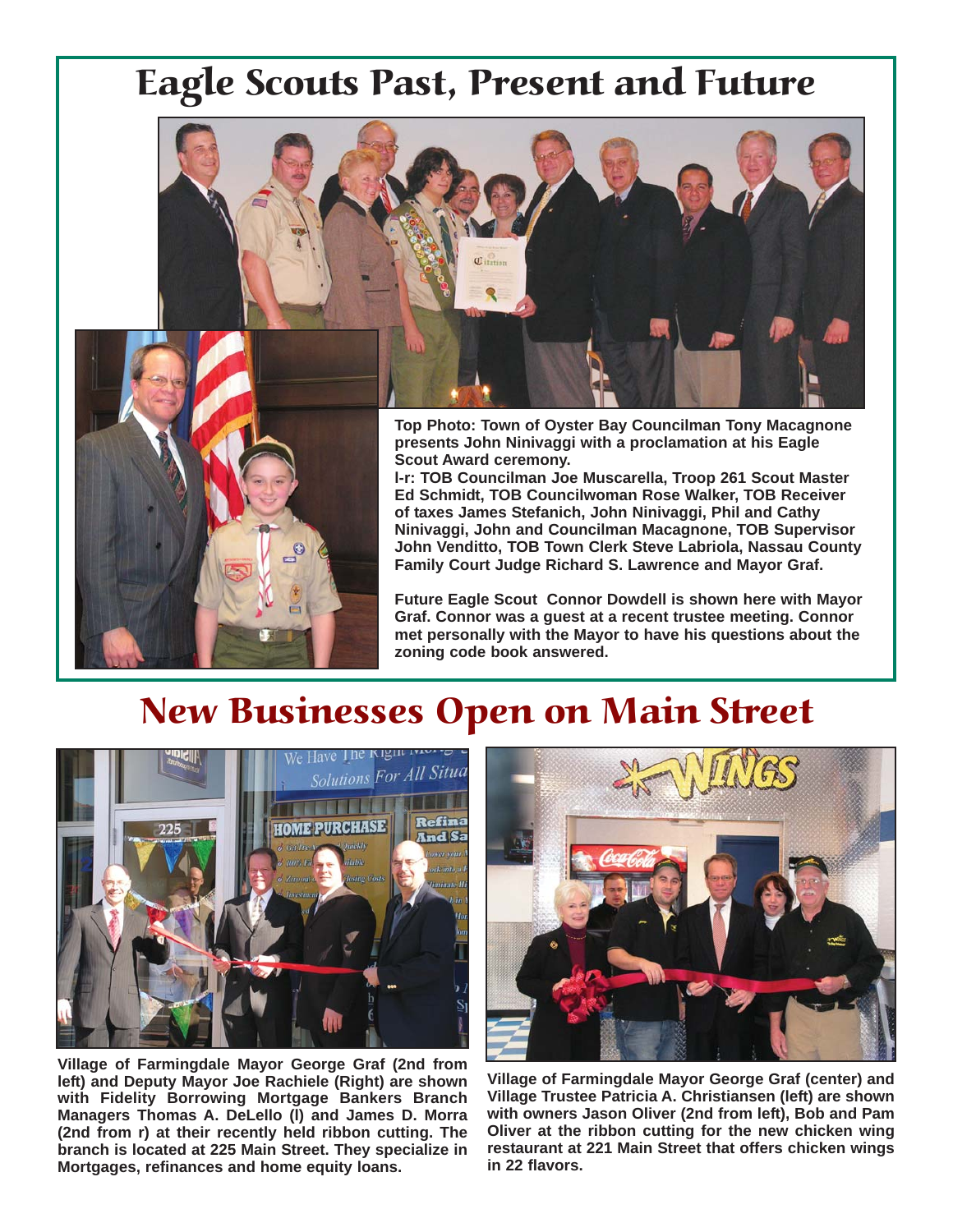# Eagle Scouts Past, Present and Future

**Top Photo: Town of Oyster Bay Councilman Tony Macagnone presents John Ninivaggi with a proclamation at his Eagle Scout Award ceremony.**
**l-r: TOB Councilman Joe Muscarella, Troop 261 Scout Master Ed Schmidt, TOB Councilwoman Rose Walker, TOB Receiver of taxes James Stefanich, John Ninivaggi, Phil and Cathy Ninivaggi, John and Councilman Macagnone, TOB Supervisor John Venditto, TOB Town Clerk Steve Labriola, Nassau County Family Court Judge Richard S. Lawrence and Mayor Graf.**

**Future Eagle Scout Connor Dowdell is shown here with Mayor Graf. Connor was a guest at a recent trustee meeting. Connor met personally with the Mayor to have his questions about the zoning code book answered.**

# New Businesses Open on Main Street

**Village of Farmingdale Mayor George Graf (2nd from left) and Deputy Mayor Joe Rachiele (Right) are shown with Fidelity Borrowing Mortgage Bankers Branch Managers Thomas A. DeLello (l) and James D. Morra (2nd from r) at their recently held ribbon cutting. The branch is located at 225 Main Street. They specialize in Mortgages, refinances and home equity loans.**

**Village of Farmingdale Mayor George Graf (center) and Village Trustee Patricia A. Christiansen (left) are shown with owners Jason Oliver (2nd from left), Bob and Pam Oliver at the ribbon cutting for the new chicken wing restaurant at 221 Main Street that offers chicken wings in 22 flavors.**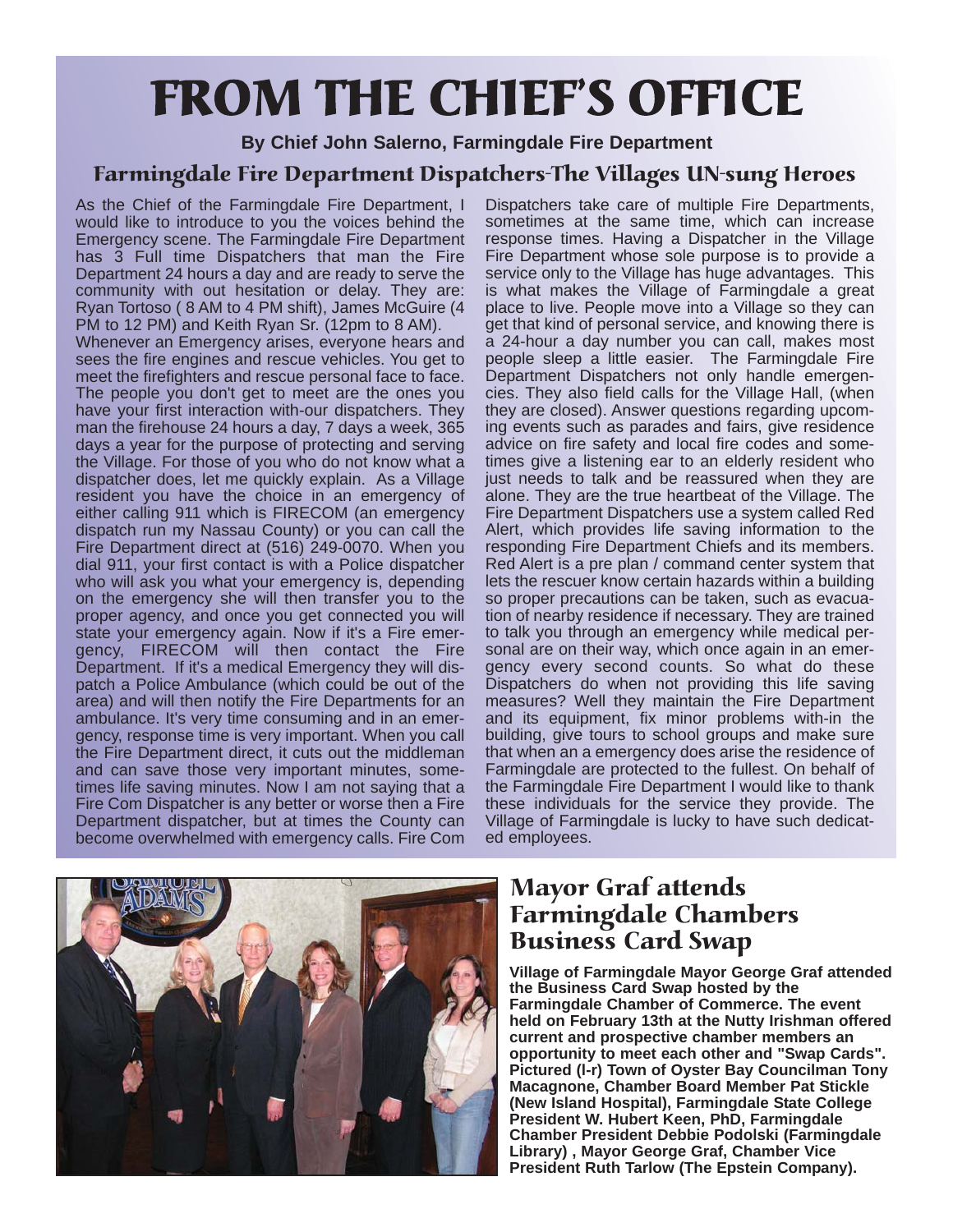# FROM THE CHIEF'S OFFICE

**By Chief John Salerno, Farmingdale Fire Department**

## Farmingdale Fire Department Dispatchers-The Villages UN-sung Heroes

As the Chief of the Farmingdale Fire Department, I would like to introduce to you the voices behind the Emergency scene. The Farmingdale Fire Department has 3 Full time Dispatchers that man the Fire Department 24 hours a day and are ready to serve the community with out hesitation or delay. They are: Ryan Tortoso ( 8 AM to 4 PM shift), James McGuire (4 PM to 12 PM) and Keith Ryan Sr. (12pm to 8 AM).

Whenever an Emergency arises, everyone hears and sees the fire engines and rescue vehicles. You get to meet the firefighters and rescue personal face to face. The people you don't get to meet are the ones you have your first interaction with-our dispatchers. They man the firehouse 24 hours a day, 7 days a week, 365 days a year for the purpose of protecting and serving the Village. For those of you who do not know what a dispatcher does, let me quickly explain. As a Village resident you have the choice in an emergency of either calling 911 which is FIRECOM (an emergency dispatch run my Nassau County) or you can call the Fire Department direct at (516) 249-0070. When you dial 911, your first contact is with a Police dispatcher who will ask you what your emergency is, depending on the emergency she will then transfer you to the proper agency, and once you get connected you will state your emergency again. Now if it's a Fire emergency, FIRECOM will then contact the Fire Department. If it's a medical Emergency they will dispatch a Police Ambulance (which could be out of the area) and will then notify the Fire Departments for an ambulance. It's very time consuming and in an emergency, response time is very important. When you call the Fire Department direct, it cuts out the middleman and can save those very important minutes, sometimes life saving minutes. Now I am not saying that a Fire Com Dispatcher is any better or worse then a Fire Department dispatcher, but at times the County can become overwhelmed with emergency calls. Fire Com Dispatchers take care of multiple Fire Departments, sometimes at the same time, which can increase response times. Having a Dispatcher in the Village Fire Department whose sole purpose is to provide a service only to the Village has huge advantages. This is what makes the Village of Farmingdale a great place to live. People move into a Village so they can get that kind of personal service, and knowing there is a 24-hour a day number you can call, makes most people sleep a little easier. The Farmingdale Fire Department Dispatchers not only handle emergencies. They also field calls for the Village Hall, (when they are closed). Answer questions regarding upcoming events such as parades and fairs, give residence advice on fire safety and local fire codes and sometimes give a listening ear to an elderly resident who just needs to talk and be reassured when they are alone. They are the true heartbeat of the Village. The Fire Department Dispatchers use a system called Red Alert, which provides life saving information to the responding Fire Department Chiefs and its members. Red Alert is a pre plan / command center system that lets the rescuer know certain hazards within a building so proper precautions can be taken, such as evacuation of nearby residence if necessary. They are trained to talk you through an emergency while medical personal are on their way, which once again in an emergency every second counts. So what do these Dispatchers do when not providing this life saving measures? Well they maintain the Fire Department and its equipment, fix minor problems with-in the building, give tours to school groups and make sure that when an a emergency does arise the residence of Farmingdale are protected to the fullest. On behalf of the Farmingdale Fire Department I would like to thank these individuals for the service they provide. The Village of Farmingdale is lucky to have such dedicated employees.

## Mayor Graf attends Farmingdale Chambers Business Card Swap

**Village of Farmingdale Mayor George Graf attended the Business Card Swap hosted by the Farmingdale Chamber of Commerce. The event held on February 13th at the Nutty Irishman offered current and prospective chamber members an opportunity to meet each other and "Swap Cards". Pictured (l-r) Town of Oyster Bay Councilman Tony Macagnone, Chamber Board Member Pat Stickle (New Island Hospital), Farmingdale State College President W. Hubert Keen, PhD, Farmingdale Chamber President Debbie Podolski (Farmingdale Library) , Mayor George Graf, Chamber Vice President Ruth Tarlow (The Epstein Company).**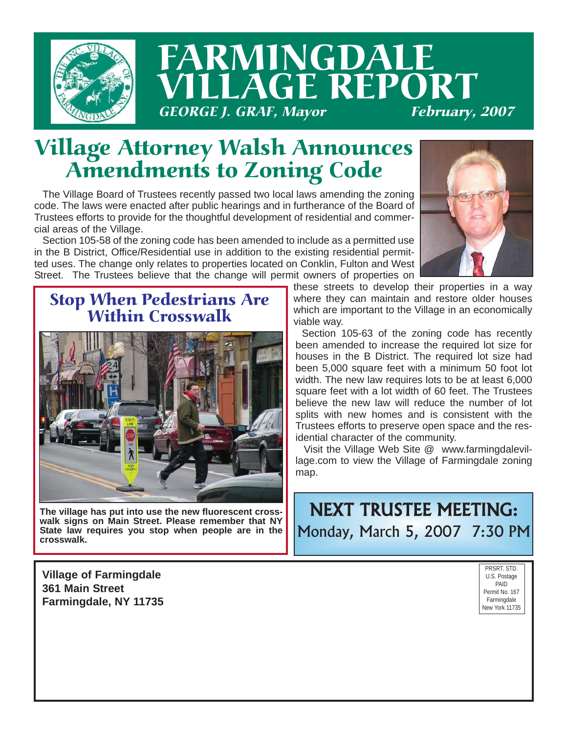# FARMINGDALE VILLAGE REPORT

*GEORGE J. GRAF, Mayor* *February, 2007*

## Village Attorney Walsh Announces Amendments to Zoning Code

The Village Board of Trustees recently passed two local laws amending the zoning code. The laws were enacted after public hearings and in furtherance of the Board of Trustees efforts to provide for the thoughtful development of residential and commercial areas of the Village.

Section 105-58 of the zoning code has been amended to include as a permitted use in the B District, Office/Residential use in addition to the existing residential permitted uses. The change only relates to properties located on Conklin, Fulton and West Street. The Trustees believe that the change will permit owners of properties on these streets to develop their properties in a way where they can maintain and restore older houses which are important to the Village in an economically viable way.

Section 105-63 of the zoning code has recently been amended to increase the required lot size for houses in the B District. The required lot size had been 5,000 square feet with a minimum 50 foot lot width. The new law requires lots to be at least 6,000 square feet with a lot width of 60 feet. The Trustees believe the new law will reduce the number of lot splits with new homes and is consistent with the Trustees efforts to preserve open space and the residential character of the community.

Visit the Village Web Site @ www.farmingdalevillage.com to view the Village of Farmingdale zoning map.

## Stop When Pedestrians Are Within Crosswalk

**The village has put into use the new fluorescent crosswalk signs on Main Street. Please remember that NY State law requires you stop when people are in the crosswalk.**

## NEXT TRUSTEE MEETING:

Monday, March 5, 2007 7:30 PM

**Village of Farmingdale**
**361 Main Street**
**Farmingdale, NY 11735**

PRSRT. STD.
U.S. Postage
PAID
Permit No. 167
Farmingdale
New York 11735